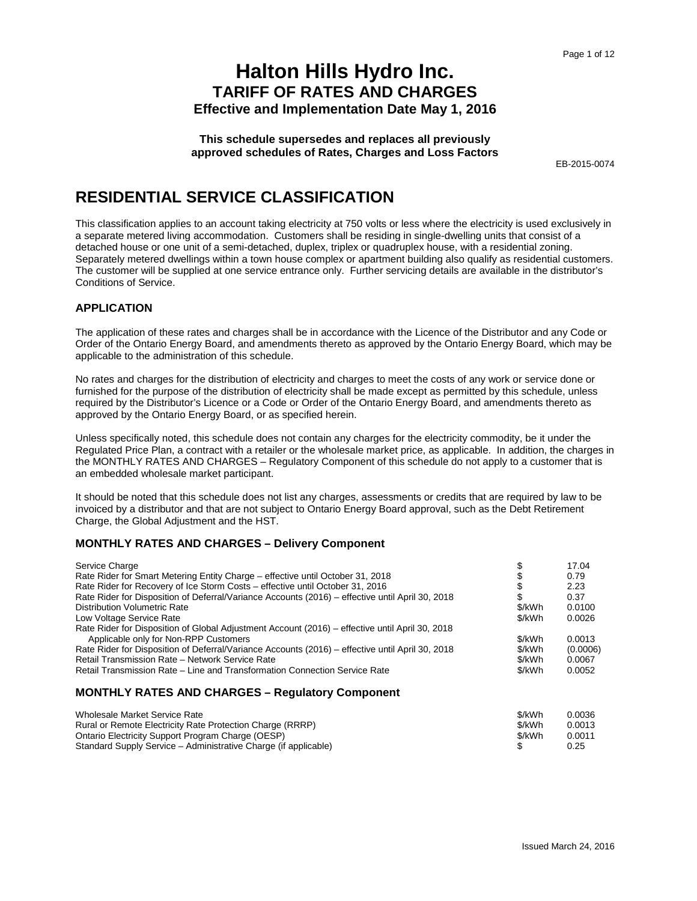# Halton Hills Hydro Inc.
## TARIFF OF RATES AND CHARGES
### Effective and Implementation Date May 1, 2016

**This schedule supersedes and replaces all previously approved schedules of Rates, Charges and Loss Factors**

EB-2015-0074

# RESIDENTIAL SERVICE CLASSIFICATION

This classification applies to an account taking electricity at 750 volts or less where the electricity is used exclusively in a separate metered living accommodation. Customers shall be residing in single-dwelling units that consist of a detached house or one unit of a semi-detached, duplex, triplex or quadruplex house, with a residential zoning. Separately metered dwellings within a town house complex or apartment building also qualify as residential customers. The customer will be supplied at one service entrance only. Further servicing details are available in the distributor's Conditions of Service.

### APPLICATION

The application of these rates and charges shall be in accordance with the Licence of the Distributor and any Code or Order of the Ontario Energy Board, and amendments thereto as approved by the Ontario Energy Board, which may be applicable to the administration of this schedule.

No rates and charges for the distribution of electricity and charges to meet the costs of any work or service done or furnished for the purpose of the distribution of electricity shall be made except as permitted by this schedule, unless required by the Distributor's Licence or a Code or Order of the Ontario Energy Board, and amendments thereto as approved by the Ontario Energy Board, or as specified herein.

Unless specifically noted, this schedule does not contain any charges for the electricity commodity, be it under the Regulated Price Plan, a contract with a retailer or the wholesale market price, as applicable. In addition, the charges in the MONTHLY RATES AND CHARGES – Regulatory Component of this schedule do not apply to a customer that is an embedded wholesale market participant.

It should be noted that this schedule does not list any charges, assessments or credits that are required by law to be invoiced by a distributor and that are not subject to Ontario Energy Board approval, such as the Debt Retirement Charge, the Global Adjustment and the HST.

### MONTHLY RATES AND CHARGES – Delivery Component

| | | |
|---|---|---|
| Service Charge | $ | 17.04 |
| Rate Rider for Smart Metering Entity Charge – effective until October 31, 2018 | $ | 0.79 |
| Rate Rider for Recovery of Ice Storm Costs – effective until October 31, 2016 | $ | 2.23 |
| Rate Rider for Disposition of Deferral/Variance Accounts (2016) – effective until April 30, 2018 | $ | 0.37 |
| Distribution Volumetric Rate | $/kWh | 0.0100 |
| Low Voltage Service Rate | $/kWh | 0.0026 |
| Rate Rider for Disposition of Global Adjustment Account (2016) – effective until April 30, 2018 Applicable only for Non-RPP Customers | $/kWh | 0.0013 |
| Rate Rider for Disposition of Deferral/Variance Accounts (2016) – effective until April 30, 2018 | $/kWh | (0.0006) |
| Retail Transmission Rate – Network Service Rate | $/kWh | 0.0067 |
| Retail Transmission Rate – Line and Transformation Connection Service Rate | $/kWh | 0.0052 |

### MONTHLY RATES AND CHARGES – Regulatory Component

| | | |
|---|---|---|
| Wholesale Market Service Rate | $/kWh | 0.0036 |
| Rural or Remote Electricity Rate Protection Charge (RRRP) | $/kWh | 0.0013 |
| Ontario Electricity Support Program Charge (OESP) | $/kWh | 0.0011 |
| Standard Supply Service – Administrative Charge (if applicable) | $ | 0.25 |

Issued March 24, 2016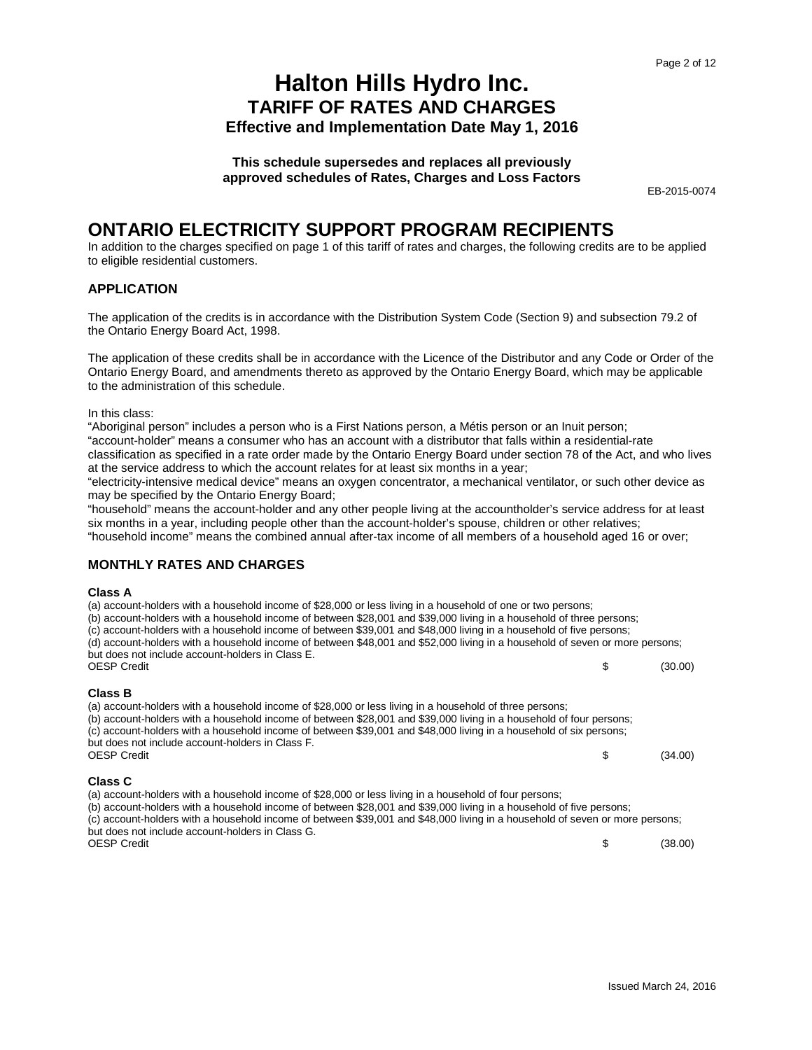# Halton Hills Hydro Inc.
## TARIFF OF RATES AND CHARGES
### Effective and Implementation Date May 1, 2016

**This schedule supersedes and replaces all previously approved schedules of Rates, Charges and Loss Factors**

EB-2015-0074

# ONTARIO ELECTRICITY SUPPORT PROGRAM RECIPIENTS

In addition to the charges specified on page 1 of this tariff of rates and charges, the following credits are to be applied to eligible residential customers.

## APPLICATION

The application of the credits is in accordance with the Distribution System Code (Section 9) and subsection 79.2 of the Ontario Energy Board Act, 1998.

The application of these credits shall be in accordance with the Licence of the Distributor and any Code or Order of the Ontario Energy Board, and amendments thereto as approved by the Ontario Energy Board, which may be applicable to the administration of this schedule.

In this class:
"Aboriginal person" includes a person who is a First Nations person, a Métis person or an Inuit person;
"account-holder" means a consumer who has an account with a distributor that falls within a residential-rate classification as specified in a rate order made by the Ontario Energy Board under section 78 of the Act, and who lives at the service address to which the account relates for at least six months in a year;
"electricity-intensive medical device" means an oxygen concentrator, a mechanical ventilator, or such other device as may be specified by the Ontario Energy Board;
"household" means the account-holder and any other people living at the accountholder's service address for at least six months in a year, including people other than the account-holder's spouse, children or other relatives;
"household income" means the combined annual after-tax income of all members of a household aged 16 or over;

## MONTHLY RATES AND CHARGES

**Class A**
(a) account-holders with a household income of $28,000 or less living in a household of one or two persons;
(b) account-holders with a household income of between $28,001 and $39,000 living in a household of three persons;
(c) account-holders with a household income of between $39,001 and $48,000 living in a household of five persons;
(d) account-holders with a household income of between $48,001 and $52,000 living in a household of seven or more persons;
but does not include account-holders in Class E.

| | | |
|---|---|---|
| OESP Credit | $ | (30.00) |

**Class B**
(a) account-holders with a household income of $28,000 or less living in a household of three persons;
(b) account-holders with a household income of between $28,001 and $39,000 living in a household of four persons;
(c) account-holders with a household income of between $39,001 and $48,000 living in a household of six persons;
but does not include account-holders in Class F.

| | | |
|---|---|---|
| OESP Credit | $ | (34.00) |

**Class C**
(a) account-holders with a household income of $28,000 or less living in a household of four persons;
(b) account-holders with a household income of between $28,001 and $39,000 living in a household of five persons;
(c) account-holders with a household income of between $39,001 and $48,000 living in a household of seven or more persons;
but does not include account-holders in Class G.

| | | |
|---|---|---|
| OESP Credit | $ | (38.00) |

Issued March 24, 2016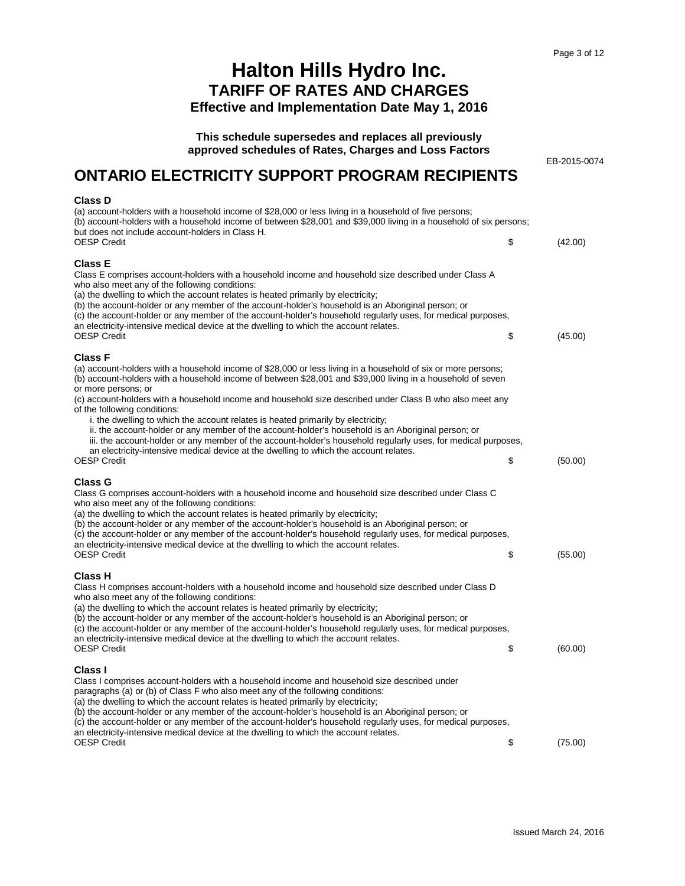# Halton Hills Hydro Inc.
## TARIFF OF RATES AND CHARGES
### Effective and Implementation Date May 1, 2016

**This schedule supersedes and replaces all previously approved schedules of Rates, Charges and Loss Factors**

EB-2015-0074

## ONTARIO ELECTRICITY SUPPORT PROGRAM RECIPIENTS

**Class D**

(a) account-holders with a household income of $28,000 or less living in a household of five persons;
(b) account-holders with a household income of between $28,001 and $39,000 living in a household of six persons;
but does not include account-holders in Class H.

| | | |
|---|---|---|
| OESP Credit | $ | (42.00) |

**Class E**

Class E comprises account-holders with a household income and household size described under Class A who also meet any of the following conditions:
(a) the dwelling to which the account relates is heated primarily by electricity;
(b) the account-holder or any member of the account-holder's household is an Aboriginal person; or
(c) the account-holder or any member of the account-holder's household regularly uses, for medical purposes, an electricity-intensive medical device at the dwelling to which the account relates.

| | | |
|---|---|---|
| OESP Credit | $ | (45.00) |

**Class F**

(a) account-holders with a household income of $28,000 or less living in a household of six or more persons;
(b) account-holders with a household income of between $28,001 and $39,000 living in a household of seven or more persons; or
(c) account-holders with a household income and household size described under Class B who also meet any of the following conditions:
- i. the dwelling to which the account relates is heated primarily by electricity;
- ii. the account-holder or any member of the account-holder's household is an Aboriginal person; or
- iii. the account-holder or any member of the account-holder's household regularly uses, for medical purposes, an electricity-intensive medical device at the dwelling to which the account relates.

| | | |
|---|---|---|
| OESP Credit | $ | (50.00) |

**Class G**

Class G comprises account-holders with a household income and household size described under Class C who also meet any of the following conditions:
(a) the dwelling to which the account relates is heated primarily by electricity;
(b) the account-holder or any member of the account-holder's household is an Aboriginal person; or
(c) the account-holder or any member of the account-holder's household regularly uses, for medical purposes, an electricity-intensive medical device at the dwelling to which the account relates.

| | | |
|---|---|---|
| OESP Credit | $ | (55.00) |

**Class H**

Class H comprises account-holders with a household income and household size described under Class D who also meet any of the following conditions:
(a) the dwelling to which the account relates is heated primarily by electricity;
(b) the account-holder or any member of the account-holder's household is an Aboriginal person; or
(c) the account-holder or any member of the account-holder's household regularly uses, for medical purposes, an electricity-intensive medical device at the dwelling to which the account relates.

| | | |
|---|---|---|
| OESP Credit | $ | (60.00) |

**Class I**

Class I comprises account-holders with a household income and household size described under paragraphs (a) or (b) of Class F who also meet any of the following conditions:
(a) the dwelling to which the account relates is heated primarily by electricity;
(b) the account-holder or any member of the account-holder's household is an Aboriginal person; or
(c) the account-holder or any member of the account-holder's household regularly uses, for medical purposes, an electricity-intensive medical device at the dwelling to which the account relates.

| | | |
|---|---|---|
| OESP Credit | $ | (75.00) |

Issued March 24, 2016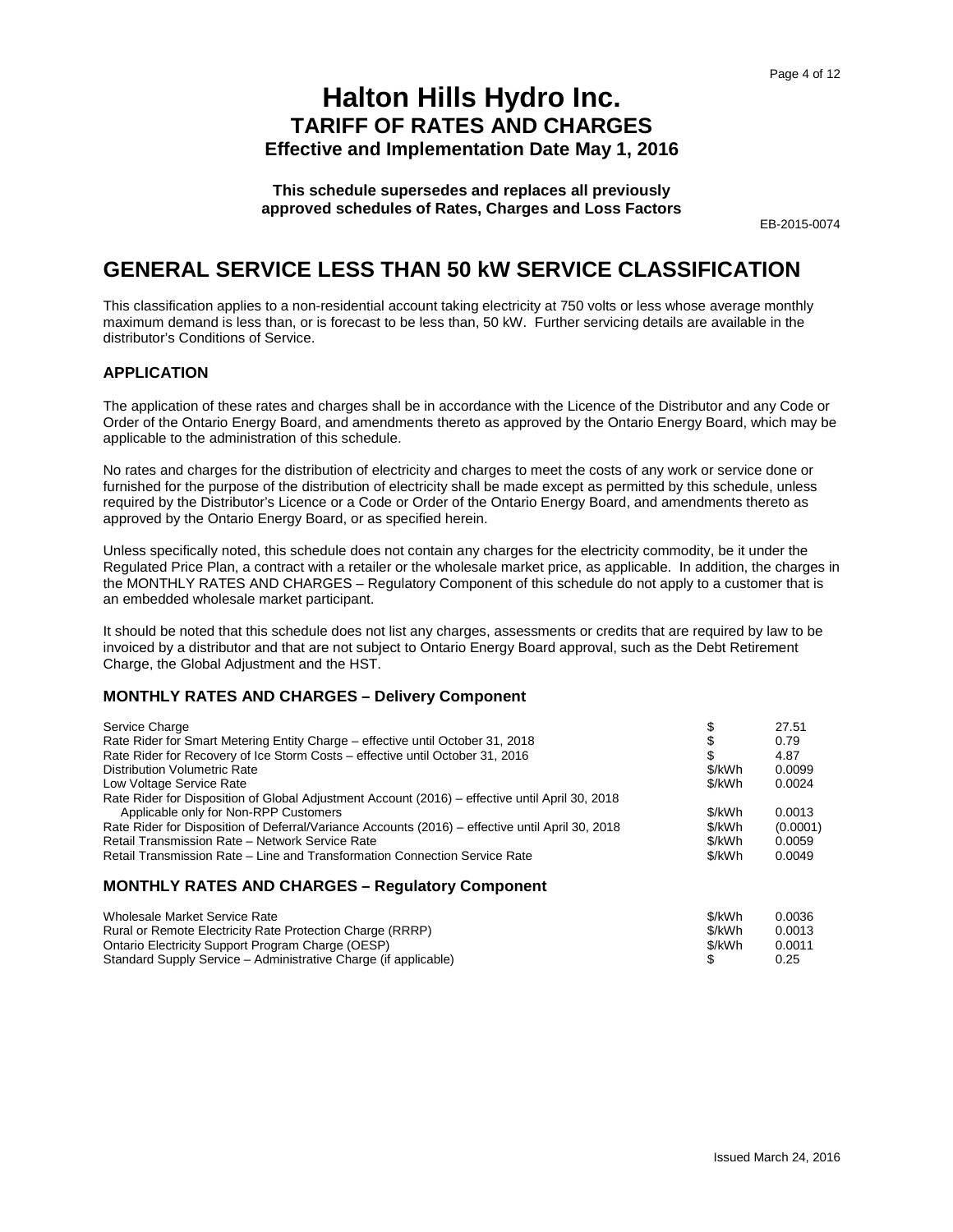# Halton Hills Hydro Inc.
## TARIFF OF RATES AND CHARGES
### Effective and Implementation Date May 1, 2016

**This schedule supersedes and replaces all previously approved schedules of Rates, Charges and Loss Factors**

EB-2015-0074

## GENERAL SERVICE LESS THAN 50 kW SERVICE CLASSIFICATION

This classification applies to a non-residential account taking electricity at 750 volts or less whose average monthly maximum demand is less than, or is forecast to be less than, 50 kW. Further servicing details are available in the distributor's Conditions of Service.

### APPLICATION

The application of these rates and charges shall be in accordance with the Licence of the Distributor and any Code or Order of the Ontario Energy Board, and amendments thereto as approved by the Ontario Energy Board, which may be applicable to the administration of this schedule.

No rates and charges for the distribution of electricity and charges to meet the costs of any work or service done or furnished for the purpose of the distribution of electricity shall be made except as permitted by this schedule, unless required by the Distributor's Licence or a Code or Order of the Ontario Energy Board, and amendments thereto as approved by the Ontario Energy Board, or as specified herein.

Unless specifically noted, this schedule does not contain any charges for the electricity commodity, be it under the Regulated Price Plan, a contract with a retailer or the wholesale market price, as applicable. In addition, the charges in the MONTHLY RATES AND CHARGES – Regulatory Component of this schedule do not apply to a customer that is an embedded wholesale market participant.

It should be noted that this schedule does not list any charges, assessments or credits that are required by law to be invoiced by a distributor and that are not subject to Ontario Energy Board approval, such as the Debt Retirement Charge, the Global Adjustment and the HST.

### MONTHLY RATES AND CHARGES – Delivery Component

| | | |
|---|---|---|
| Service Charge | $ | 27.51 |
| Rate Rider for Smart Metering Entity Charge – effective until October 31, 2018 | $ | 0.79 |
| Rate Rider for Recovery of Ice Storm Costs – effective until October 31, 2016 | $ | 4.87 |
| Distribution Volumetric Rate | $/kWh | 0.0099 |
| Low Voltage Service Rate | $/kWh | 0.0024 |
| Rate Rider for Disposition of Global Adjustment Account (2016) – effective until April 30, 2018 Applicable only for Non-RPP Customers | $/kWh | 0.0013 |
| Rate Rider for Disposition of Deferral/Variance Accounts (2016) – effective until April 30, 2018 | $/kWh | (0.0001) |
| Retail Transmission Rate – Network Service Rate | $/kWh | 0.0059 |
| Retail Transmission Rate – Line and Transformation Connection Service Rate | $/kWh | 0.0049 |

### MONTHLY RATES AND CHARGES – Regulatory Component

| | | |
|---|---|---|
| Wholesale Market Service Rate | $/kWh | 0.0036 |
| Rural or Remote Electricity Rate Protection Charge (RRRP) | $/kWh | 0.0013 |
| Ontario Electricity Support Program Charge (OESP) | $/kWh | 0.0011 |
| Standard Supply Service – Administrative Charge (if applicable) | $ | 0.25 |

Issued March 24, 2016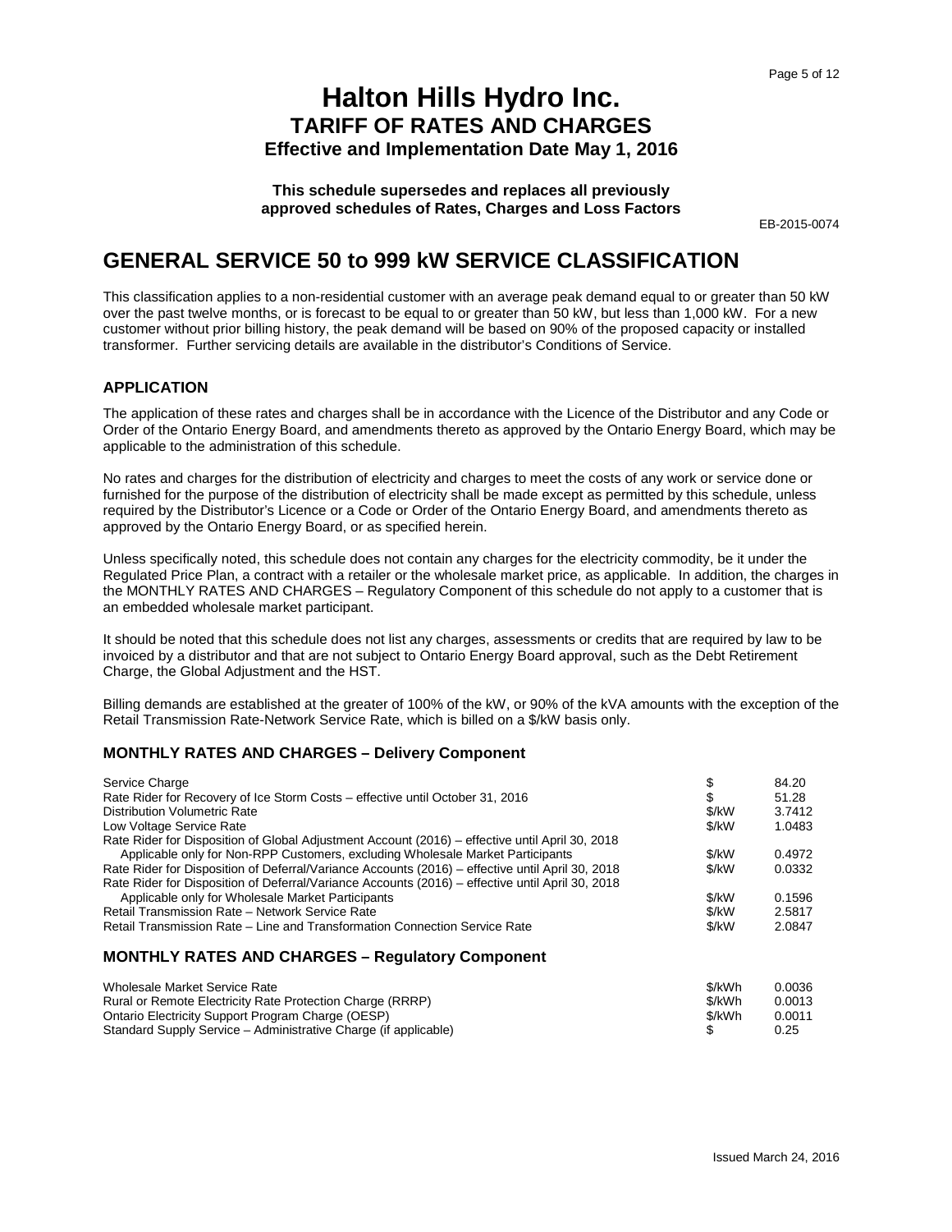# Halton Hills Hydro Inc.
## TARIFF OF RATES AND CHARGES
### Effective and Implementation Date May 1, 2016

**This schedule supersedes and replaces all previously approved schedules of Rates, Charges and Loss Factors**

EB-2015-0074

# GENERAL SERVICE 50 to 999 kW SERVICE CLASSIFICATION

This classification applies to a non-residential customer with an average peak demand equal to or greater than 50 kW over the past twelve months, or is forecast to be equal to or greater than 50 kW, but less than 1,000 kW. For a new customer without prior billing history, the peak demand will be based on 90% of the proposed capacity or installed transformer. Further servicing details are available in the distributor's Conditions of Service.

## APPLICATION

The application of these rates and charges shall be in accordance with the Licence of the Distributor and any Code or Order of the Ontario Energy Board, and amendments thereto as approved by the Ontario Energy Board, which may be applicable to the administration of this schedule.

No rates and charges for the distribution of electricity and charges to meet the costs of any work or service done or furnished for the purpose of the distribution of electricity shall be made except as permitted by this schedule, unless required by the Distributor's Licence or a Code or Order of the Ontario Energy Board, and amendments thereto as approved by the Ontario Energy Board, or as specified herein.

Unless specifically noted, this schedule does not contain any charges for the electricity commodity, be it under the Regulated Price Plan, a contract with a retailer or the wholesale market price, as applicable. In addition, the charges in the MONTHLY RATES AND CHARGES – Regulatory Component of this schedule do not apply to a customer that is an embedded wholesale market participant.

It should be noted that this schedule does not list any charges, assessments or credits that are required by law to be invoiced by a distributor and that are not subject to Ontario Energy Board approval, such as the Debt Retirement Charge, the Global Adjustment and the HST.

Billing demands are established at the greater of 100% of the kW, or 90% of the kVA amounts with the exception of the Retail Transmission Rate-Network Service Rate, which is billed on a $/kW basis only.

### MONTHLY RATES AND CHARGES – Delivery Component

| | | |
|---|---|---|
| Service Charge | $ | 84.20 |
| Rate Rider for Recovery of Ice Storm Costs – effective until October 31, 2016 | $ | 51.28 |
| Distribution Volumetric Rate | $/kW | 3.7412 |
| Low Voltage Service Rate | $/kW | 1.0483 |
| Rate Rider for Disposition of Global Adjustment Account (2016) – effective until April 30, 2018 Applicable only for Non-RPP Customers, excluding Wholesale Market Participants | $/kW | 0.4972 |
| Rate Rider for Disposition of Deferral/Variance Accounts (2016) – effective until April 30, 2018 | $/kW | 0.0332 |
| Rate Rider for Disposition of Deferral/Variance Accounts (2016) – effective until April 30, 2018 Applicable only for Wholesale Market Participants | $/kW | 0.1596 |
| Retail Transmission Rate – Network Service Rate | $/kW | 2.5817 |
| Retail Transmission Rate – Line and Transformation Connection Service Rate | $/kW | 2.0847 |

### MONTHLY RATES AND CHARGES – Regulatory Component

| | | |
|---|---|---|
| Wholesale Market Service Rate | $/kWh | 0.0036 |
| Rural or Remote Electricity Rate Protection Charge (RRRP) | $/kWh | 0.0013 |
| Ontario Electricity Support Program Charge (OESP) | $/kWh | 0.0011 |
| Standard Supply Service – Administrative Charge (if applicable) | $ | 0.25 |

Issued March 24, 2016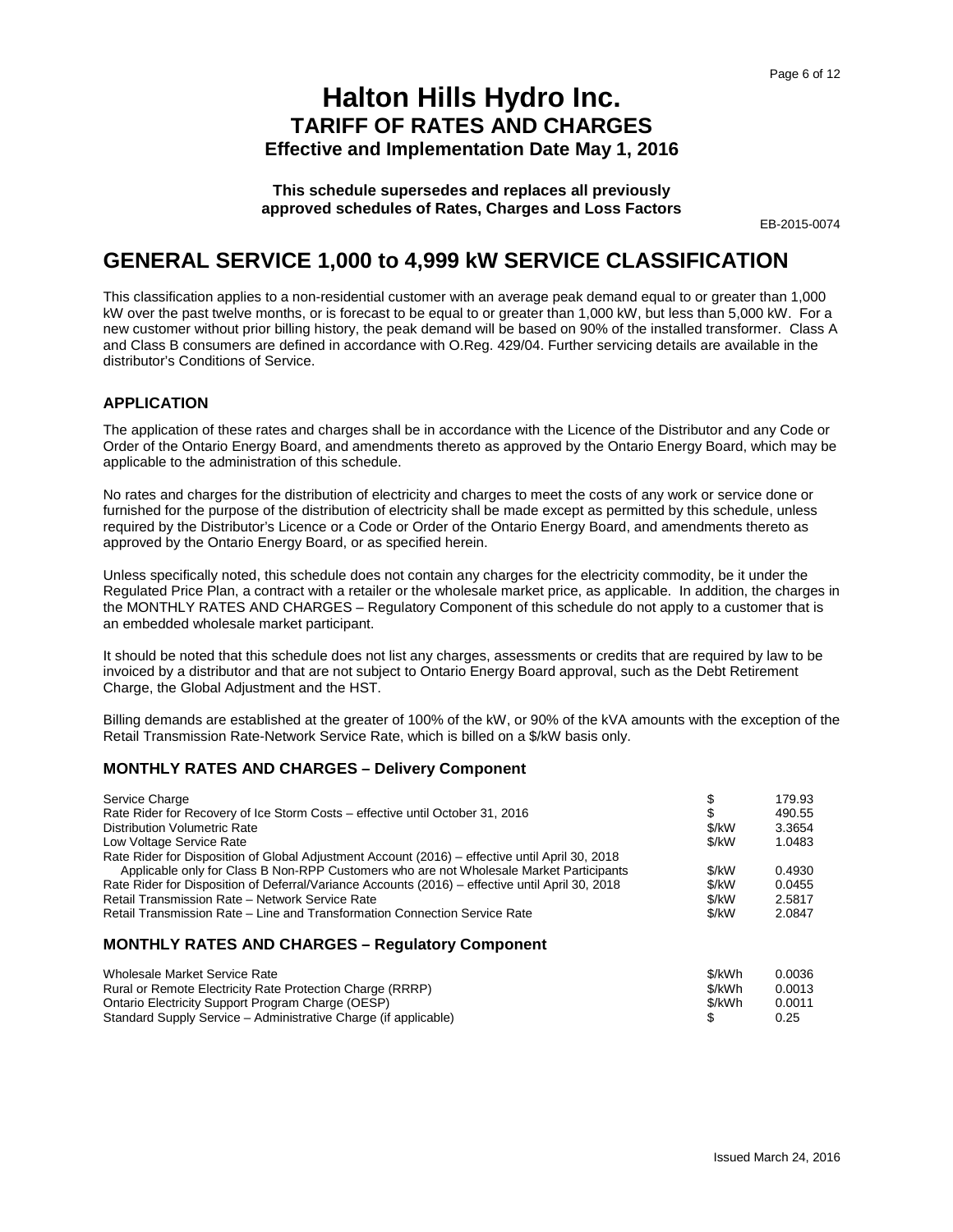# Halton Hills Hydro Inc.
## TARIFF OF RATES AND CHARGES
### Effective and Implementation Date May 1, 2016

**This schedule supersedes and replaces all previously approved schedules of Rates, Charges and Loss Factors**

EB-2015-0074

## GENERAL SERVICE 1,000 to 4,999 kW SERVICE CLASSIFICATION

This classification applies to a non-residential customer with an average peak demand equal to or greater than 1,000 kW over the past twelve months, or is forecast to be equal to or greater than 1,000 kW, but less than 5,000 kW. For a new customer without prior billing history, the peak demand will be based on 90% of the installed transformer. Class A and Class B consumers are defined in accordance with O.Reg. 429/04. Further servicing details are available in the distributor's Conditions of Service.

### APPLICATION

The application of these rates and charges shall be in accordance with the Licence of the Distributor and any Code or Order of the Ontario Energy Board, and amendments thereto as approved by the Ontario Energy Board, which may be applicable to the administration of this schedule.

No rates and charges for the distribution of electricity and charges to meet the costs of any work or service done or furnished for the purpose of the distribution of electricity shall be made except as permitted by this schedule, unless required by the Distributor's Licence or a Code or Order of the Ontario Energy Board, and amendments thereto as approved by the Ontario Energy Board, or as specified herein.

Unless specifically noted, this schedule does not contain any charges for the electricity commodity, be it under the Regulated Price Plan, a contract with a retailer or the wholesale market price, as applicable. In addition, the charges in the MONTHLY RATES AND CHARGES – Regulatory Component of this schedule do not apply to a customer that is an embedded wholesale market participant.

It should be noted that this schedule does not list any charges, assessments or credits that are required by law to be invoiced by a distributor and that are not subject to Ontario Energy Board approval, such as the Debt Retirement Charge, the Global Adjustment and the HST.

Billing demands are established at the greater of 100% of the kW, or 90% of the kVA amounts with the exception of the Retail Transmission Rate-Network Service Rate, which is billed on a $/kW basis only.

### MONTHLY RATES AND CHARGES – Delivery Component

| | | |
|---|---|---|
| Service Charge | $ | 179.93 |
| Rate Rider for Recovery of Ice Storm Costs – effective until October 31, 2016 | $ | 490.55 |
| Distribution Volumetric Rate | $/kW | 3.3654 |
| Low Voltage Service Rate | $/kW | 1.0483 |
| Rate Rider for Disposition of Global Adjustment Account (2016) – effective until April 30, 2018 Applicable only for Class B Non-RPP Customers who are not Wholesale Market Participants | $/kW | 0.4930 |
| Rate Rider for Disposition of Deferral/Variance Accounts (2016) – effective until April 30, 2018 | $/kW | 0.0455 |
| Retail Transmission Rate – Network Service Rate | $/kW | 2.5817 |
| Retail Transmission Rate – Line and Transformation Connection Service Rate | $/kW | 2.0847 |

### MONTHLY RATES AND CHARGES – Regulatory Component

| | | |
|---|---|---|
| Wholesale Market Service Rate | $/kWh | 0.0036 |
| Rural or Remote Electricity Rate Protection Charge (RRRP) | $/kWh | 0.0013 |
| Ontario Electricity Support Program Charge (OESP) | $/kWh | 0.0011 |
| Standard Supply Service – Administrative Charge (if applicable) | $ | 0.25 |

Issued March 24, 2016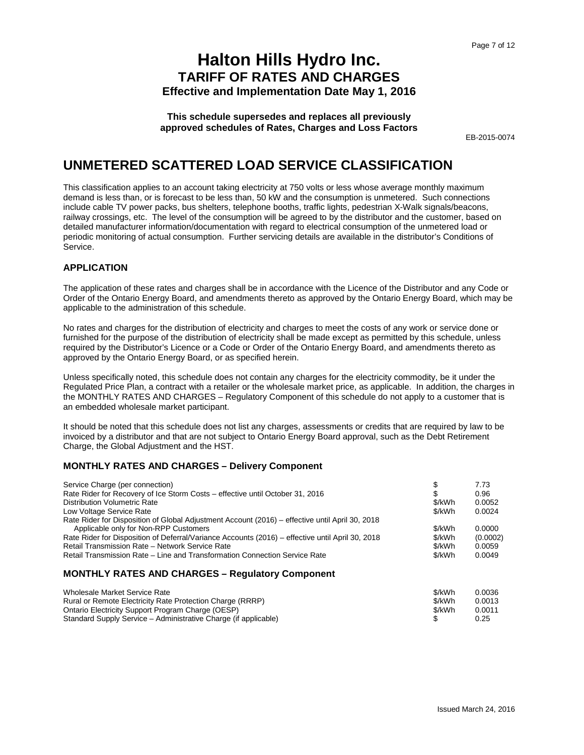# Halton Hills Hydro Inc.
## TARIFF OF RATES AND CHARGES
### Effective and Implementation Date May 1, 2016

**This schedule supersedes and replaces all previously approved schedules of Rates, Charges and Loss Factors**

EB-2015-0074

## UNMETERED SCATTERED LOAD SERVICE CLASSIFICATION

This classification applies to an account taking electricity at 750 volts or less whose average monthly maximum demand is less than, or is forecast to be less than, 50 kW and the consumption is unmetered. Such connections include cable TV power packs, bus shelters, telephone booths, traffic lights, pedestrian X-Walk signals/beacons, railway crossings, etc. The level of the consumption will be agreed to by the distributor and the customer, based on detailed manufacturer information/documentation with regard to electrical consumption of the unmetered load or periodic monitoring of actual consumption. Further servicing details are available in the distributor's Conditions of Service.

### APPLICATION

The application of these rates and charges shall be in accordance with the Licence of the Distributor and any Code or Order of the Ontario Energy Board, and amendments thereto as approved by the Ontario Energy Board, which may be applicable to the administration of this schedule.

No rates and charges for the distribution of electricity and charges to meet the costs of any work or service done or furnished for the purpose of the distribution of electricity shall be made except as permitted by this schedule, unless required by the Distributor's Licence or a Code or Order of the Ontario Energy Board, and amendments thereto as approved by the Ontario Energy Board, or as specified herein.

Unless specifically noted, this schedule does not contain any charges for the electricity commodity, be it under the Regulated Price Plan, a contract with a retailer or the wholesale market price, as applicable. In addition, the charges in the MONTHLY RATES AND CHARGES – Regulatory Component of this schedule do not apply to a customer that is an embedded wholesale market participant.

It should be noted that this schedule does not list any charges, assessments or credits that are required by law to be invoiced by a distributor and that are not subject to Ontario Energy Board approval, such as the Debt Retirement Charge, the Global Adjustment and the HST.

### MONTHLY RATES AND CHARGES – Delivery Component

| Charge | Unit | Rate |
|---|---|---|
| Service Charge (per connection) | $ | 7.73 |
| Rate Rider for Recovery of Ice Storm Costs – effective until October 31, 2016 | $ | 0.96 |
| Distribution Volumetric Rate | $/kWh | 0.0052 |
| Low Voltage Service Rate | $/kWh | 0.0024 |
| Rate Rider for Disposition of Global Adjustment Account (2016) – effective until April 30, 2018 Applicable only for Non-RPP Customers | $/kWh | 0.0000 |
| Rate Rider for Disposition of Deferral/Variance Accounts (2016) – effective until April 30, 2018 | $/kWh | (0.0002) |
| Retail Transmission Rate – Network Service Rate | $/kWh | 0.0059 |
| Retail Transmission Rate – Line and Transformation Connection Service Rate | $/kWh | 0.0049 |

### MONTHLY RATES AND CHARGES – Regulatory Component

| Charge | Unit | Rate |
|---|---|---|
| Wholesale Market Service Rate | $/kWh | 0.0036 |
| Rural or Remote Electricity Rate Protection Charge (RRRP) | $/kWh | 0.0013 |
| Ontario Electricity Support Program Charge (OESP) | $/kWh | 0.0011 |
| Standard Supply Service – Administrative Charge (if applicable) | $ | 0.25 |

Issued March 24, 2016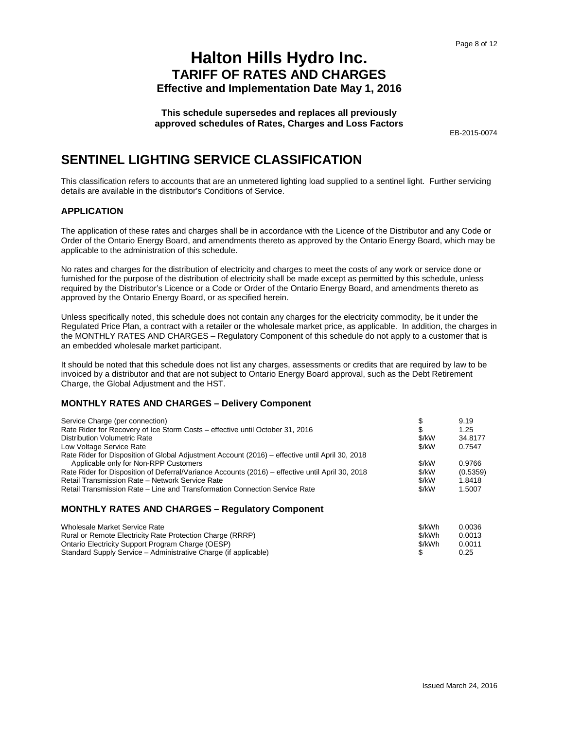# Halton Hills Hydro Inc.
## TARIFF OF RATES AND CHARGES
### Effective and Implementation Date May 1, 2016

**This schedule supersedes and replaces all previously approved schedules of Rates, Charges and Loss Factors**

EB-2015-0074

# SENTINEL LIGHTING SERVICE CLASSIFICATION

This classification refers to accounts that are an unmetered lighting load supplied to a sentinel light. Further servicing details are available in the distributor's Conditions of Service.

## APPLICATION

The application of these rates and charges shall be in accordance with the Licence of the Distributor and any Code or Order of the Ontario Energy Board, and amendments thereto as approved by the Ontario Energy Board, which may be applicable to the administration of this schedule.

No rates and charges for the distribution of electricity and charges to meet the costs of any work or service done or furnished for the purpose of the distribution of electricity shall be made except as permitted by this schedule, unless required by the Distributor's Licence or a Code or Order of the Ontario Energy Board, and amendments thereto as approved by the Ontario Energy Board, or as specified herein.

Unless specifically noted, this schedule does not contain any charges for the electricity commodity, be it under the Regulated Price Plan, a contract with a retailer or the wholesale market price, as applicable. In addition, the charges in the MONTHLY RATES AND CHARGES – Regulatory Component of this schedule do not apply to a customer that is an embedded wholesale market participant.

It should be noted that this schedule does not list any charges, assessments or credits that are required by law to be invoiced by a distributor and that are not subject to Ontario Energy Board approval, such as the Debt Retirement Charge, the Global Adjustment and the HST.

## MONTHLY RATES AND CHARGES – Delivery Component

| | | |
|---|---|---|
| Service Charge (per connection) | $ | 9.19 |
| Rate Rider for Recovery of Ice Storm Costs – effective until October 31, 2016 | $ | 1.25 |
| Distribution Volumetric Rate | $/kW | 34.8177 |
| Low Voltage Service Rate | $/kW | 0.7547 |
| Rate Rider for Disposition of Global Adjustment Account (2016) – effective until April 30, 2018 Applicable only for Non-RPP Customers | $/kW | 0.9766 |
| Rate Rider for Disposition of Deferral/Variance Accounts (2016) – effective until April 30, 2018 | $/kW | (0.5359) |
| Retail Transmission Rate – Network Service Rate | $/kW | 1.8418 |
| Retail Transmission Rate – Line and Transformation Connection Service Rate | $/kW | 1.5007 |

## MONTHLY RATES AND CHARGES – Regulatory Component

| | | |
|---|---|---|
| Wholesale Market Service Rate | $/kWh | 0.0036 |
| Rural or Remote Electricity Rate Protection Charge (RRRP) | $/kWh | 0.0013 |
| Ontario Electricity Support Program Charge (OESP) | $/kWh | 0.0011 |
| Standard Supply Service – Administrative Charge (if applicable) | $ | 0.25 |

Issued March 24, 2016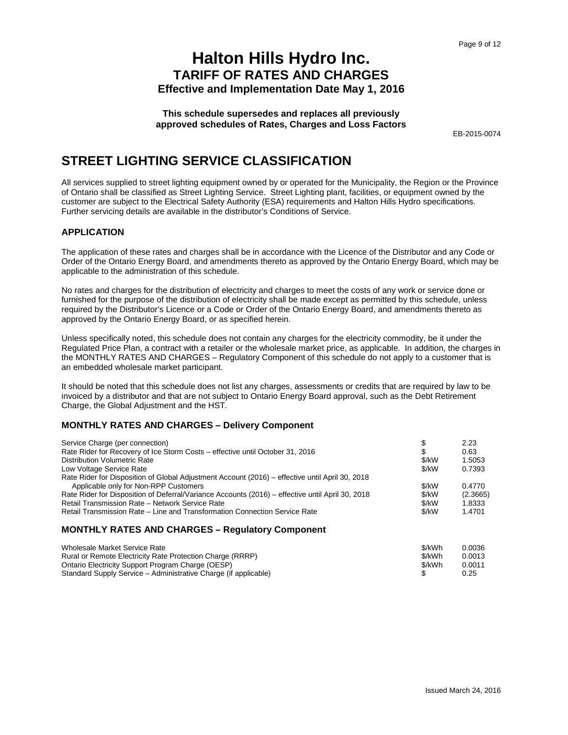# Halton Hills Hydro Inc.
## TARIFF OF RATES AND CHARGES
### Effective and Implementation Date May 1, 2016

**This schedule supersedes and replaces all previously approved schedules of Rates, Charges and Loss Factors**

EB-2015-0074

# STREET LIGHTING SERVICE CLASSIFICATION

All services supplied to street lighting equipment owned by or operated for the Municipality, the Region or the Province of Ontario shall be classified as Street Lighting Service. Street Lighting plant, facilities, or equipment owned by the customer are subject to the Electrical Safety Authority (ESA) requirements and Halton Hills Hydro specifications. Further servicing details are available in the distributor's Conditions of Service.

### APPLICATION

The application of these rates and charges shall be in accordance with the Licence of the Distributor and any Code or Order of the Ontario Energy Board, and amendments thereto as approved by the Ontario Energy Board, which may be applicable to the administration of this schedule.

No rates and charges for the distribution of electricity and charges to meet the costs of any work or service done or furnished for the purpose of the distribution of electricity shall be made except as permitted by this schedule, unless required by the Distributor's Licence or a Code or Order of the Ontario Energy Board, and amendments thereto as approved by the Ontario Energy Board, or as specified herein.

Unless specifically noted, this schedule does not contain any charges for the electricity commodity, be it under the Regulated Price Plan, a contract with a retailer or the wholesale market price, as applicable. In addition, the charges in the MONTHLY RATES AND CHARGES – Regulatory Component of this schedule do not apply to a customer that is an embedded wholesale market participant.

It should be noted that this schedule does not list any charges, assessments or credits that are required by law to be invoiced by a distributor and that are not subject to Ontario Energy Board approval, such as the Debt Retirement Charge, the Global Adjustment and the HST.

### MONTHLY RATES AND CHARGES – Delivery Component

| | | |
|---|---|---|
| Service Charge (per connection) | $ | 2.23 |
| Rate Rider for Recovery of Ice Storm Costs – effective until October 31, 2016 | $ | 0.63 |
| Distribution Volumetric Rate | $/kW | 1.5053 |
| Low Voltage Service Rate | $/kW | 0.7393 |
| Rate Rider for Disposition of Global Adjustment Account (2016) – effective until April 30, 2018 Applicable only for Non-RPP Customers | $/kW | 0.4770 |
| Rate Rider for Disposition of Deferral/Variance Accounts (2016) – effective until April 30, 2018 | $/kW | (2.3665) |
| Retail Transmission Rate – Network Service Rate | $/kW | 1.8333 |
| Retail Transmission Rate – Line and Transformation Connection Service Rate | $/kW | 1.4701 |

### MONTHLY RATES AND CHARGES – Regulatory Component

| | | |
|---|---|---|
| Wholesale Market Service Rate | $/kWh | 0.0036 |
| Rural or Remote Electricity Rate Protection Charge (RRRP) | $/kWh | 0.0013 |
| Ontario Electricity Support Program Charge (OESP) | $/kWh | 0.0011 |
| Standard Supply Service – Administrative Charge (if applicable) | $ | 0.25 |

Issued March 24, 2016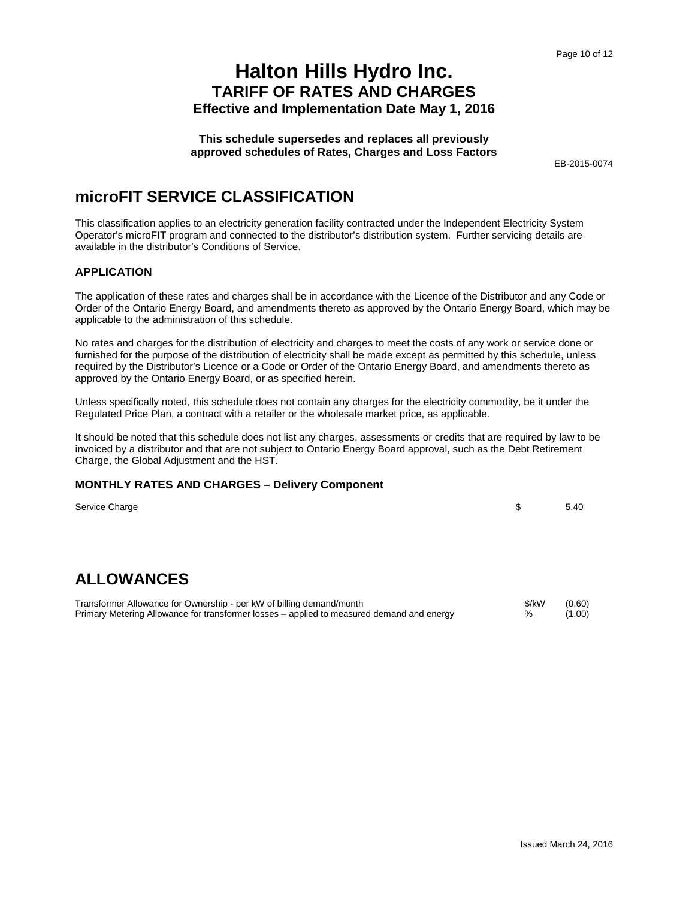# Halton Hills Hydro Inc.
## TARIFF OF RATES AND CHARGES
### Effective and Implementation Date May 1, 2016

**This schedule supersedes and replaces all previously approved schedules of Rates, Charges and Loss Factors**

EB-2015-0074

# microFIT SERVICE CLASSIFICATION

This classification applies to an electricity generation facility contracted under the Independent Electricity System Operator's microFIT program and connected to the distributor's distribution system. Further servicing details are available in the distributor's Conditions of Service.

### APPLICATION

The application of these rates and charges shall be in accordance with the Licence of the Distributor and any Code or Order of the Ontario Energy Board, and amendments thereto as approved by the Ontario Energy Board, which may be applicable to the administration of this schedule.

No rates and charges for the distribution of electricity and charges to meet the costs of any work or service done or furnished for the purpose of the distribution of electricity shall be made except as permitted by this schedule, unless required by the Distributor's Licence or a Code or Order of the Ontario Energy Board, and amendments thereto as approved by the Ontario Energy Board, or as specified herein.

Unless specifically noted, this schedule does not contain any charges for the electricity commodity, be it under the Regulated Price Plan, a contract with a retailer or the wholesale market price, as applicable.

It should be noted that this schedule does not list any charges, assessments or credits that are required by law to be invoiced by a distributor and that are not subject to Ontario Energy Board approval, such as the Debt Retirement Charge, the Global Adjustment and the HST.

### MONTHLY RATES AND CHARGES – Delivery Component

| | | |
|---|---|---|
| Service Charge | $ | 5.40 |

# ALLOWANCES

| | | |
|---|---|---|
| Transformer Allowance for Ownership - per kW of billing demand/month | $/kW | (0.60) |
| Primary Metering Allowance for transformer losses – applied to measured demand and energy | % | (1.00) |

Issued March 24, 2016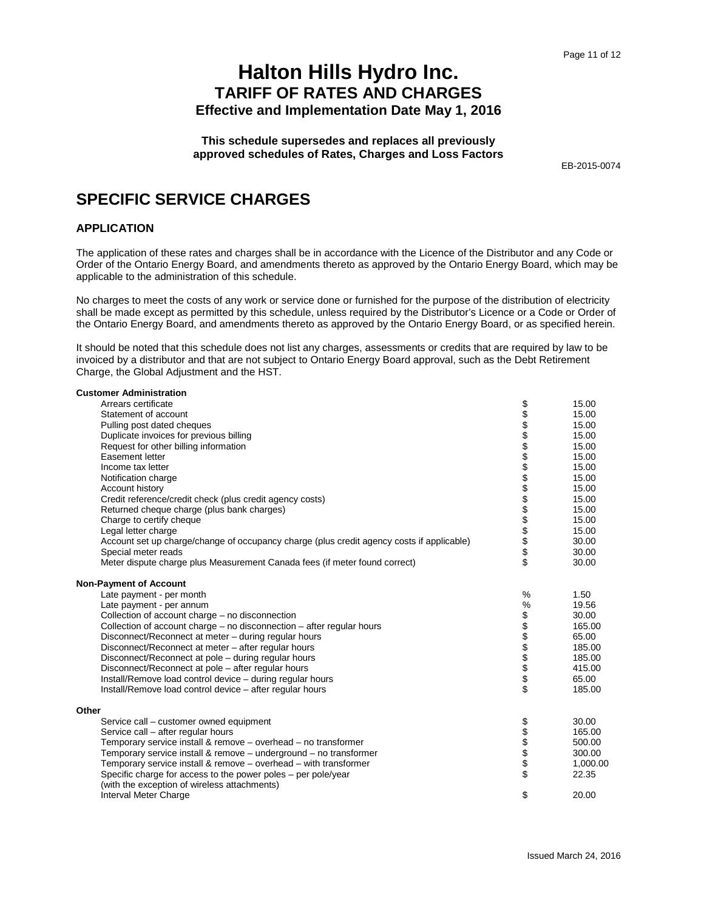# Halton Hills Hydro Inc.
## TARIFF OF RATES AND CHARGES
### Effective and Implementation Date May 1, 2016

**This schedule supersedes and replaces all previously approved schedules of Rates, Charges and Loss Factors**

EB-2015-0074

# SPECIFIC SERVICE CHARGES

## APPLICATION

The application of these rates and charges shall be in accordance with the Licence of the Distributor and any Code or Order of the Ontario Energy Board, and amendments thereto as approved by the Ontario Energy Board, which may be applicable to the administration of this schedule.

No charges to meet the costs of any work or service done or furnished for the purpose of the distribution of electricity shall be made except as permitted by this schedule, unless required by the Distributor's Licence or a Code or Order of the Ontario Energy Board, and amendments thereto as approved by the Ontario Energy Board, or as specified herein.

It should be noted that this schedule does not list any charges, assessments or credits that are required by law to be invoiced by a distributor and that are not subject to Ontario Energy Board approval, such as the Debt Retirement Charge, the Global Adjustment and the HST.

| | | |
|---|---|---|
| **Customer Administration** | | |
| Arrears certificate | $ | 15.00 |
| Statement of account | $ | 15.00 |
| Pulling post dated cheques | $ | 15.00 |
| Duplicate invoices for previous billing | $ | 15.00 |
| Request for other billing information | $ | 15.00 |
| Easement letter | $ | 15.00 |
| Income tax letter | $ | 15.00 |
| Notification charge | $ | 15.00 |
| Account history | $ | 15.00 |
| Credit reference/credit check (plus credit agency costs) | $ | 15.00 |
| Returned cheque charge (plus bank charges) | $ | 15.00 |
| Charge to certify cheque | $ | 15.00 |
| Legal letter charge | $ | 15.00 |
| Account set up charge/change of occupancy charge (plus credit agency costs if applicable) | $ | 30.00 |
| Special meter reads | $ | 30.00 |
| Meter dispute charge plus Measurement Canada fees (if meter found correct) | $ | 30.00 |
| **Non-Payment of Account** | | |
| Late payment - per month | % | 1.50 |
| Late payment - per annum | % | 19.56 |
| Collection of account charge – no disconnection | $ | 30.00 |
| Collection of account charge – no disconnection – after regular hours | $ | 165.00 |
| Disconnect/Reconnect at meter – during regular hours | $ | 65.00 |
| Disconnect/Reconnect at meter – after regular hours | $ | 185.00 |
| Disconnect/Reconnect at pole – during regular hours | $ | 185.00 |
| Disconnect/Reconnect at pole – after regular hours | $ | 415.00 |
| Install/Remove load control device – during regular hours | $ | 65.00 |
| Install/Remove load control device – after regular hours | $ | 185.00 |
| **Other** | | |
| Service call – customer owned equipment | $ | 30.00 |
| Service call – after regular hours | $ | 165.00 |
| Temporary service install & remove – overhead – no transformer | $ | 500.00 |
| Temporary service install & remove – underground – no transformer | $ | 300.00 |
| Temporary service install & remove – overhead – with transformer | $ | 1,000.00 |
| Specific charge for access to the power poles – per pole/year (with the exception of wireless attachments) | $ | 22.35 |
| Interval Meter Charge | $ | 20.00 |

Issued March 24, 2016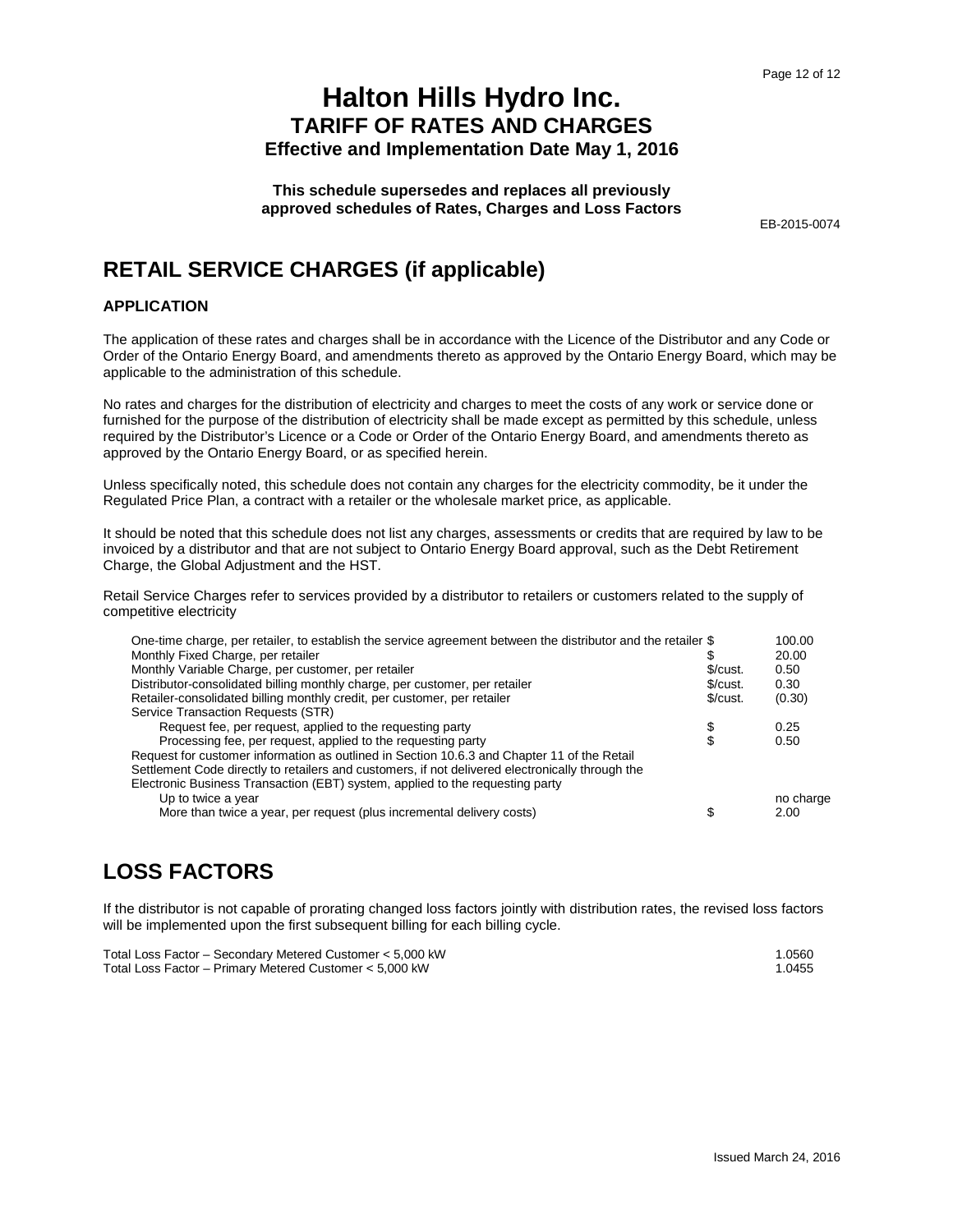# Halton Hills Hydro Inc.
## TARIFF OF RATES AND CHARGES
### Effective and Implementation Date May 1, 2016

**This schedule supersedes and replaces all previously approved schedules of Rates, Charges and Loss Factors**

EB-2015-0074

## RETAIL SERVICE CHARGES (if applicable)

### APPLICATION

The application of these rates and charges shall be in accordance with the Licence of the Distributor and any Code or Order of the Ontario Energy Board, and amendments thereto as approved by the Ontario Energy Board, which may be applicable to the administration of this schedule.

No rates and charges for the distribution of electricity and charges to meet the costs of any work or service done or furnished for the purpose of the distribution of electricity shall be made except as permitted by this schedule, unless required by the Distributor's Licence or a Code or Order of the Ontario Energy Board, and amendments thereto as approved by the Ontario Energy Board, or as specified herein.

Unless specifically noted, this schedule does not contain any charges for the electricity commodity, be it under the Regulated Price Plan, a contract with a retailer or the wholesale market price, as applicable.

It should be noted that this schedule does not list any charges, assessments or credits that are required by law to be invoiced by a distributor and that are not subject to Ontario Energy Board approval, such as the Debt Retirement Charge, the Global Adjustment and the HST.

Retail Service Charges refer to services provided by a distributor to retailers or customers related to the supply of competitive electricity

| | | |
|---|---|---|
| One-time charge, per retailer, to establish the service agreement between the distributor and the retailer | $ | 100.00 |
| Monthly Fixed Charge, per retailer | $ | 20.00 |
| Monthly Variable Charge, per customer, per retailer | $/cust. | 0.50 |
| Distributor-consolidated billing monthly charge, per customer, per retailer | $/cust. | 0.30 |
| Retailer-consolidated billing monthly credit, per customer, per retailer | $/cust. | (0.30) |
| Service Transaction Requests (STR) | | |
| Request fee, per request, applied to the requesting party | $ | 0.25 |
| Processing fee, per request, applied to the requesting party | $ | 0.50 |
| Request for customer information as outlined in Section 10.6.3 and Chapter 11 of the Retail Settlement Code directly to retailers and customers, if not delivered electronically through the Electronic Business Transaction (EBT) system, applied to the requesting party | | |
| Up to twice a year | | no charge |
| More than twice a year, per request (plus incremental delivery costs) | $ | 2.00 |

## LOSS FACTORS

If the distributor is not capable of prorating changed loss factors jointly with distribution rates, the revised loss factors will be implemented upon the first subsequent billing for each billing cycle.

| | |
|---|---|
| Total Loss Factor – Secondary Metered Customer < 5,000 kW | 1.0560 |
| Total Loss Factor – Primary Metered Customer < 5,000 kW | 1.0455 |

Issued March 24, 2016